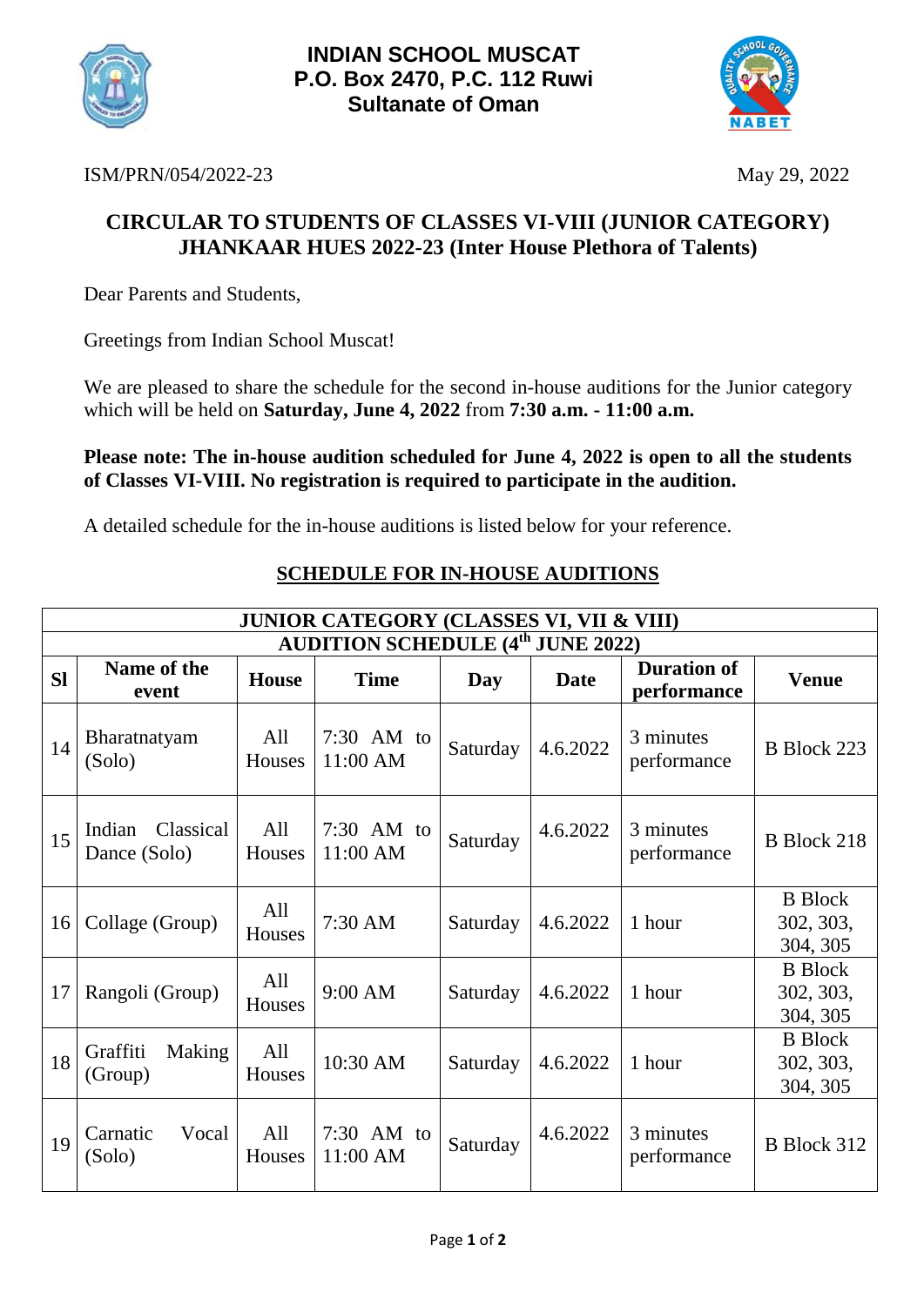**INDIAN SCHOOL MUSCAT**
**P.O. Box 2470, P.C. 112 Ruwi**
**Sultanate of Oman**

ISM/PRN/054/2022-23 May 29, 2022

## CIRCULAR TO STUDENTS OF CLASSES VI-VIII (JUNIOR CATEGORY) JHANKAAR HUES 2022-23 (Inter House Plethora of Talents)

Dear Parents and Students,

Greetings from Indian School Muscat!

We are pleased to share the schedule for the second in-house auditions for the Junior category which will be held on **Saturday, June 4, 2022** from **7:30 a.m. - 11:00 a.m.**

**Please note: The in-house audition scheduled for June 4, 2022 is open to all the students of Classes VI-VIII. No registration is required to participate in the audition.**

A detailed schedule for the in-house auditions is listed below for your reference.

### SCHEDULE FOR IN-HOUSE AUDITIONS

| JUNIOR CATEGORY (CLASSES VI, VII & VIII) AUDITION SCHEDULE (4th JUNE 2022) | | | | | | | |
|---|---|---|---|---|---|---|---|
| **Sl** | **Name of the event** | **House** | **Time** | **Day** | **Date** | **Duration of performance** | **Venue** |
| 14 | Bharatnatyam (Solo) | All Houses | 7:30 AM to 11:00 AM | Saturday | 4.6.2022 | 3 minutes performance | B Block 223 |
| 15 | Indian Classical Dance (Solo) | All Houses | 7:30 AM to 11:00 AM | Saturday | 4.6.2022 | 3 minutes performance | B Block 218 |
| 16 | Collage (Group) | All Houses | 7:30 AM | Saturday | 4.6.2022 | 1 hour | B Block 302, 303, 304, 305 |
| 17 | Rangoli (Group) | All Houses | 9:00 AM | Saturday | 4.6.2022 | 1 hour | B Block 302, 303, 304, 305 |
| 18 | Graffiti Making (Group) | All Houses | 10:30 AM | Saturday | 4.6.2022 | 1 hour | B Block 302, 303, 304, 305 |
| 19 | Carnatic Vocal (Solo) | All Houses | 7:30 AM to 11:00 AM | Saturday | 4.6.2022 | 3 minutes performance | B Block 312 |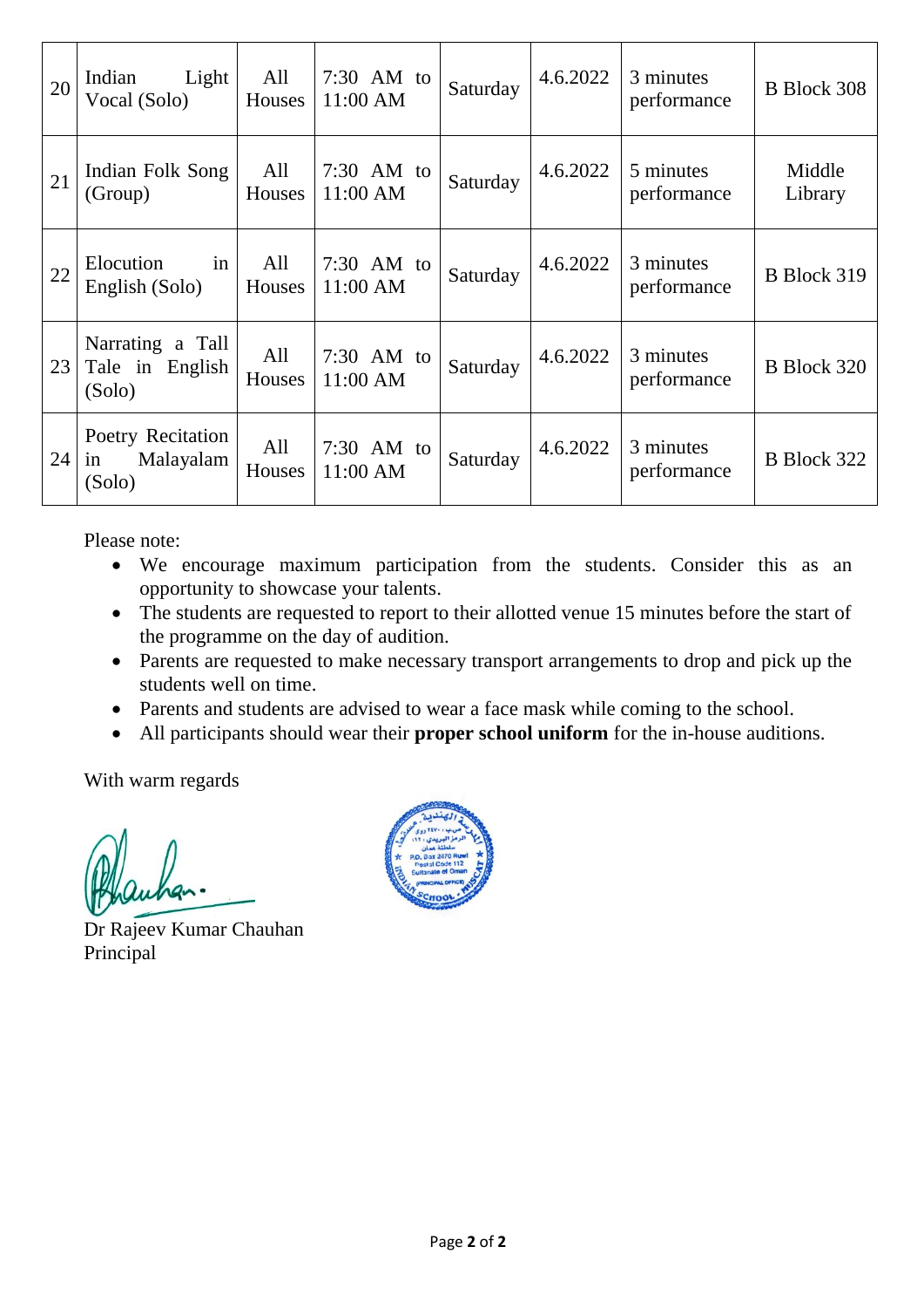| | | | | | | | |
|---|---|---|---|---|---|---|---|
| 20 | Indian Light Vocal (Solo) | All Houses | 7:30 AM to 11:00 AM | Saturday | 4.6.2022 | 3 minutes performance | B Block 308 |
| 21 | Indian Folk Song (Group) | All Houses | 7:30 AM to 11:00 AM | Saturday | 4.6.2022 | 5 minutes performance | Middle Library |
| 22 | Elocution in English (Solo) | All Houses | 7:30 AM to 11:00 AM | Saturday | 4.6.2022 | 3 minutes performance | B Block 319 |
| 23 | Narrating a Tall Tale in English (Solo) | All Houses | 7:30 AM to 11:00 AM | Saturday | 4.6.2022 | 3 minutes performance | B Block 320 |
| 24 | Poetry Recitation in Malayalam (Solo) | All Houses | 7:30 AM to 11:00 AM | Saturday | 4.6.2022 | 3 minutes performance | B Block 322 |

Please note:

- We encourage maximum participation from the students. Consider this as an opportunity to showcase your talents.
- The students are requested to report to their allotted venue 15 minutes before the start of the programme on the day of audition.
- Parents are requested to make necessary transport arrangements to drop and pick up the students well on time.
- Parents and students are advised to wear a face mask while coming to the school.
- All participants should wear their **proper school uniform** for the in-house auditions.

With warm regards

Dr Rajeev Kumar Chauhan
Principal